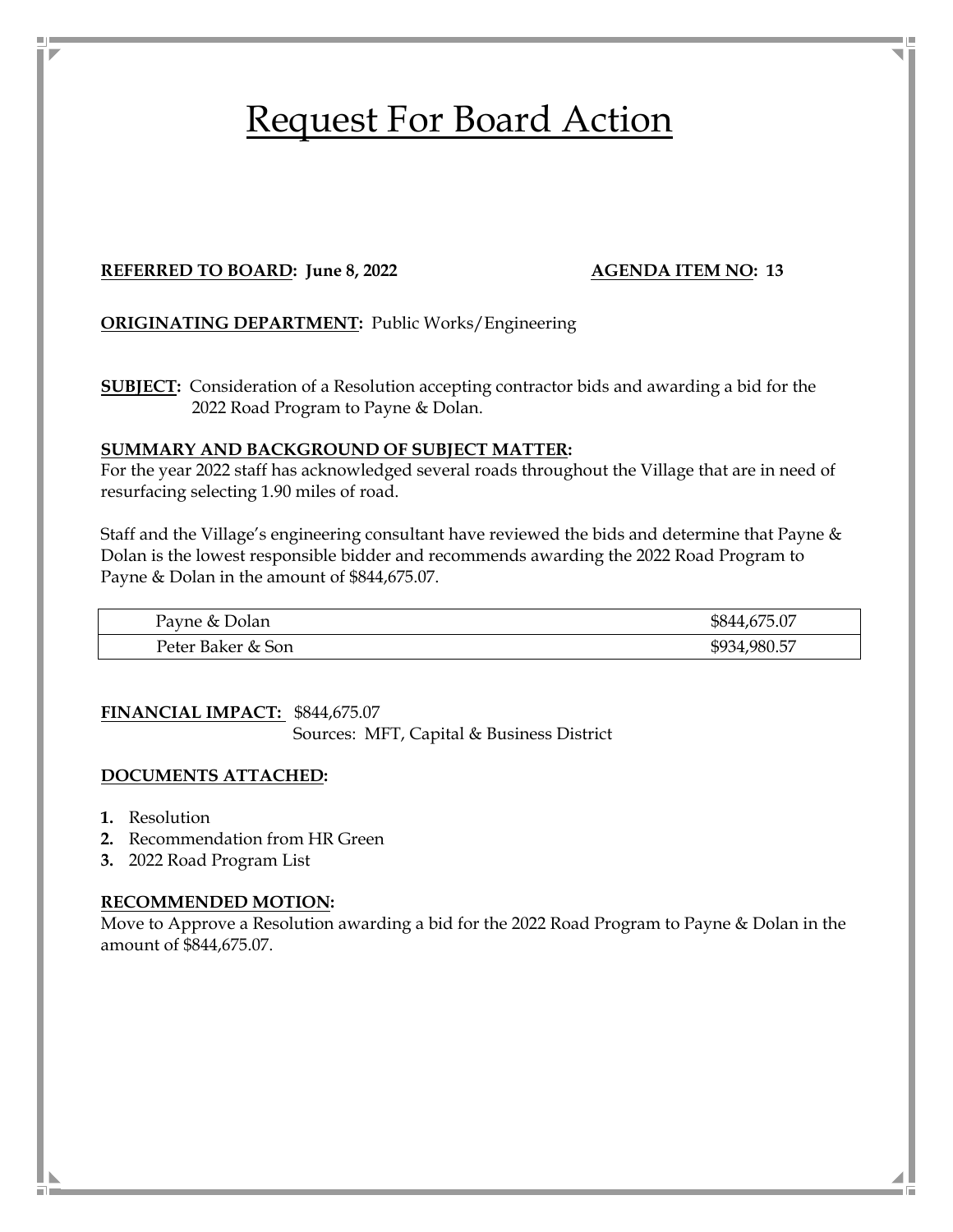# Request For Board Action

**REFERRED TO BOARD: June 8, 2022** **AGENDA ITEM NO: 13**

**ORIGINATING DEPARTMENT:** Public Works/Engineering

**SUBJECT:** Consideration of a Resolution accepting contractor bids and awarding a bid for the 2022 Road Program to Payne & Dolan.

**SUMMARY AND BACKGROUND OF SUBJECT MATTER:**

For the year 2022 staff has acknowledged several roads throughout the Village that are in need of resurfacing selecting 1.90 miles of road.

Staff and the Village's engineering consultant have reviewed the bids and determine that Payne & Dolan is the lowest responsible bidder and recommends awarding the 2022 Road Program to Payne & Dolan in the amount of $844,675.07.

| Bidder | Amount |
| --- | --- |
| Payne & Dolan | $844,675.07 |
| Peter Baker & Son | $934,980.57 |

**FINANCIAL IMPACT:** $844,675.07
Sources: MFT, Capital & Business District

**DOCUMENTS ATTACHED:**

1. Resolution
2. Recommendation from HR Green
3. 2022 Road Program List

**RECOMMENDED MOTION:**

Move to Approve a Resolution awarding a bid for the 2022 Road Program to Payne & Dolan in the amount of $844,675.07.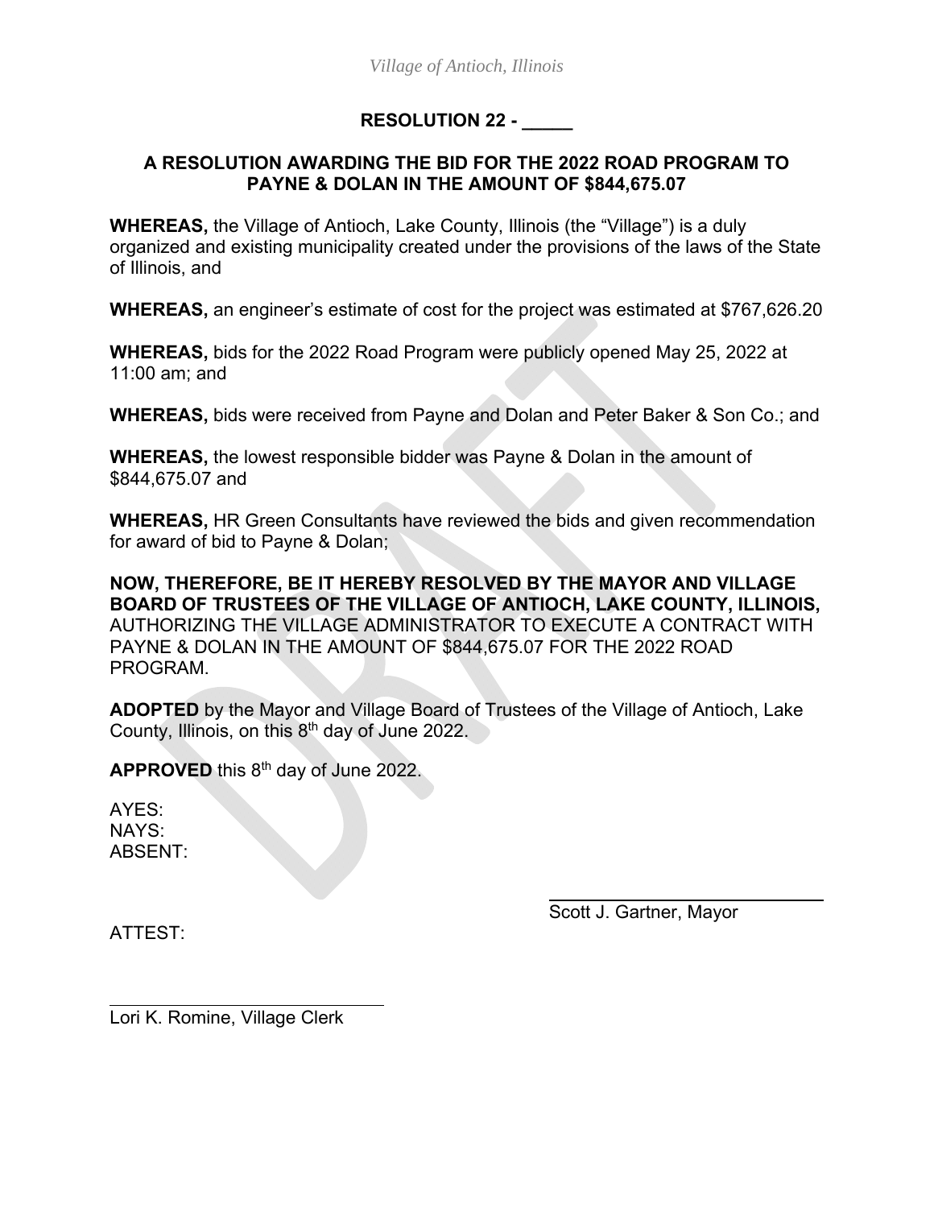*Village of Antioch, Illinois*

**RESOLUTION 22 - _____**

**A RESOLUTION AWARDING THE BID FOR THE 2022 ROAD PROGRAM TO PAYNE & DOLAN IN THE AMOUNT OF $844,675.07**

**WHEREAS,** the Village of Antioch, Lake County, Illinois (the "Village") is a duly organized and existing municipality created under the provisions of the laws of the State of Illinois, and

**WHEREAS,** an engineer's estimate of cost for the project was estimated at $767,626.20

**WHEREAS,** bids for the 2022 Road Program were publicly opened May 25, 2022 at 11:00 am; and

**WHEREAS,** bids were received from Payne and Dolan and Peter Baker & Son Co.; and

**WHEREAS,** the lowest responsible bidder was Payne & Dolan in the amount of $844,675.07 and

**WHEREAS,** HR Green Consultants have reviewed the bids and given recommendation for award of bid to Payne & Dolan;

**NOW, THEREFORE, BE IT HEREBY RESOLVED BY THE MAYOR AND VILLAGE BOARD OF TRUSTEES OF THE VILLAGE OF ANTIOCH, LAKE COUNTY, ILLINOIS,** AUTHORIZING THE VILLAGE ADMINISTRATOR TO EXECUTE A CONTRACT WITH PAYNE & DOLAN IN THE AMOUNT OF $844,675.07 FOR THE 2022 ROAD PROGRAM.

**ADOPTED** by the Mayor and Village Board of Trustees of the Village of Antioch, Lake County, Illinois, on this 8th day of June 2022.

**APPROVED** this 8th day of June 2022.

AYES:
NAYS:
ABSENT:

______________________________
Scott J. Gartner, Mayor

ATTEST:

______________________________
Lori K. Romine, Village Clerk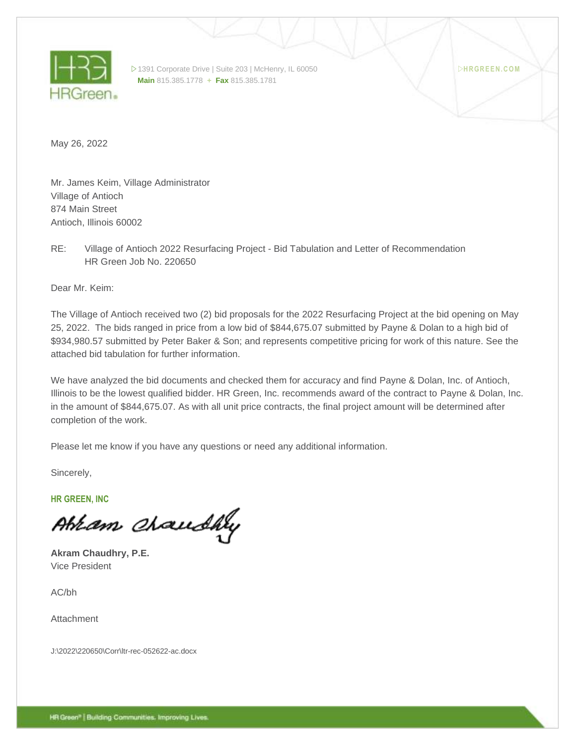HR GREEN

1391 Corporate Drive | Suite 203 | McHenry, IL 60050
**Main** 815.385.1778 + **Fax** 815.385.1781

HRGREEN.COM

May 26, 2022

Mr. James Keim, Village Administrator
Village of Antioch
874 Main Street
Antioch, Illinois 60002

RE: Village of Antioch 2022 Resurfacing Project - Bid Tabulation and Letter of Recommendation
HR Green Job No. 220650

Dear Mr. Keim:

The Village of Antioch received two (2) bid proposals for the 2022 Resurfacing Project at the bid opening on May 25, 2022. The bids ranged in price from a low bid of $844,675.07 submitted by Payne & Dolan to a high bid of $934,980.57 submitted by Peter Baker & Son; and represents competitive pricing for work of this nature. See the attached bid tabulation for further information.

We have analyzed the bid documents and checked them for accuracy and find Payne & Dolan, Inc. of Antioch, Illinois to be the lowest qualified bidder. HR Green, Inc. recommends award of the contract to Payne & Dolan, Inc. in the amount of $844,675.07. As with all unit price contracts, the final project amount will be determined after completion of the work.

Please let me know if you have any questions or need any additional information.

Sincerely,

**HR GREEN, INC**

Akram Chaudhry

**Akram Chaudhry, P.E.**
Vice President

AC/bh

Attachment

J:\2022\220650\Corr\ltr-rec-052622-ac.docx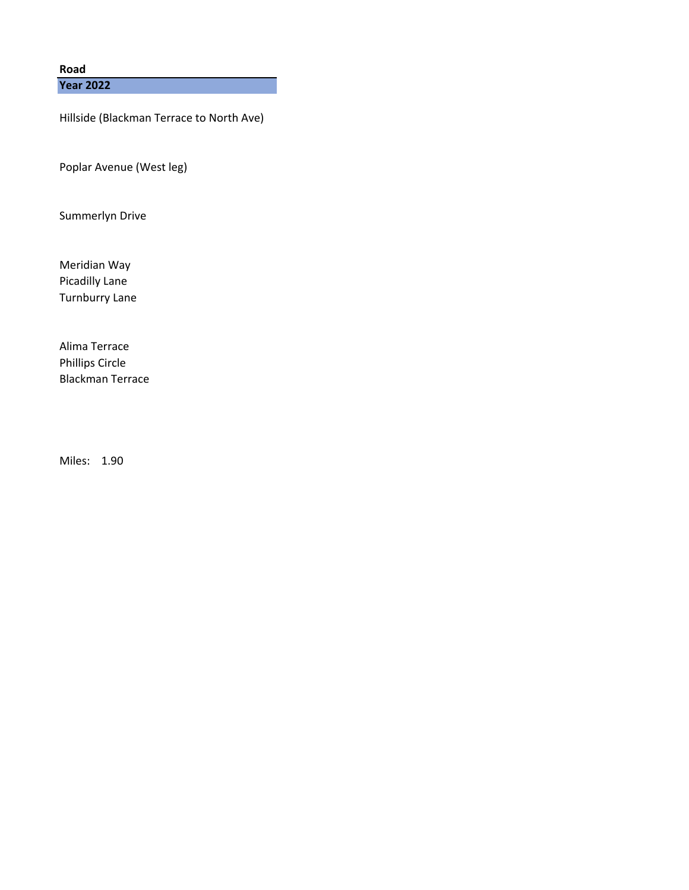**Road**

**Year 2022**

Hillside (Blackman Terrace to North Ave)

Poplar Avenue (West leg)

Summerlyn Drive

Meridian Way
Picadilly Lane
Turnburry Lane

Alima Terrace
Phillips Circle
Blackman Terrace

Miles: 1.90